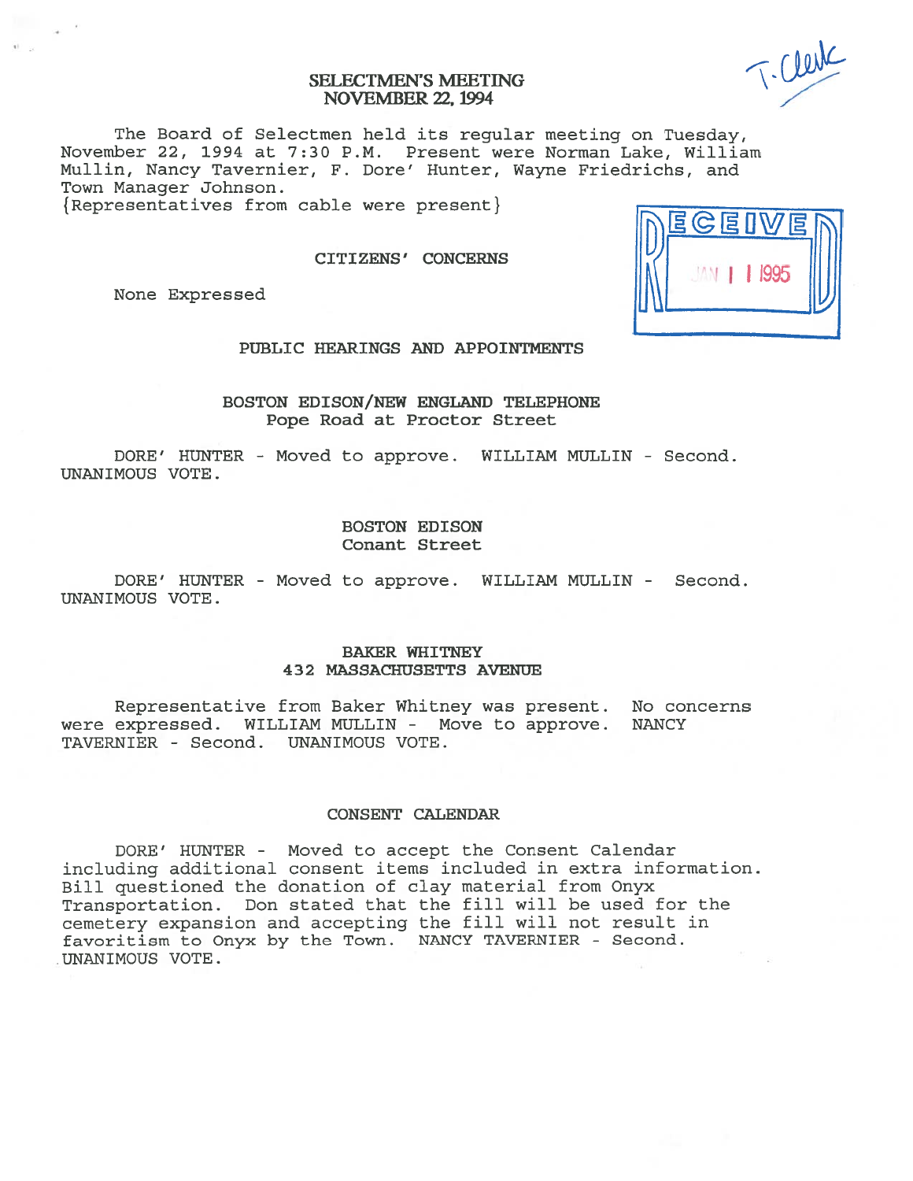# SELECTMEN'S MEETING
## NOVEMBER 22, 1994

T. Clerk

The Board of Selectmen held its regular meeting on Tuesday, November 22, 1994 at 7:30 P.M. Present were Norman Lake, William Mullin, Nancy Tavernier, F. Dore' Hunter, Wayne Friedrichs, and Town Manager Johnson.
{Representatives from cable were present}

RECEIVED JAN 11 1995

### CITIZENS' CONCERNS

None Expressed

### PUBLIC HEARINGS AND APPOINTMENTS

#### BOSTON EDISON/NEW ENGLAND TELEPHONE
Pope Road at Proctor Street

DORE' HUNTER - Moved to approve. WILLIAM MULLIN - Second. UNANIMOUS VOTE.

#### BOSTON EDISON
Conant Street

DORE' HUNTER - Moved to approve. WILLIAM MULLIN - Second. UNANIMOUS VOTE.

#### BAKER WHITNEY
432 MASSACHUSETTS AVENUE

Representative from Baker Whitney was present. No concerns were expressed. WILLIAM MULLIN - Move to approve. NANCY TAVERNIER - Second. UNANIMOUS VOTE.

### CONSENT CALENDAR

DORE' HUNTER - Moved to accept the Consent Calendar including additional consent items included in extra information. Bill questioned the donation of clay material from Onyx Transportation. Don stated that the fill will be used for the cemetery expansion and accepting the fill will not result in favoritism to Onyx by the Town. NANCY TAVERNIER - Second. UNANIMOUS VOTE.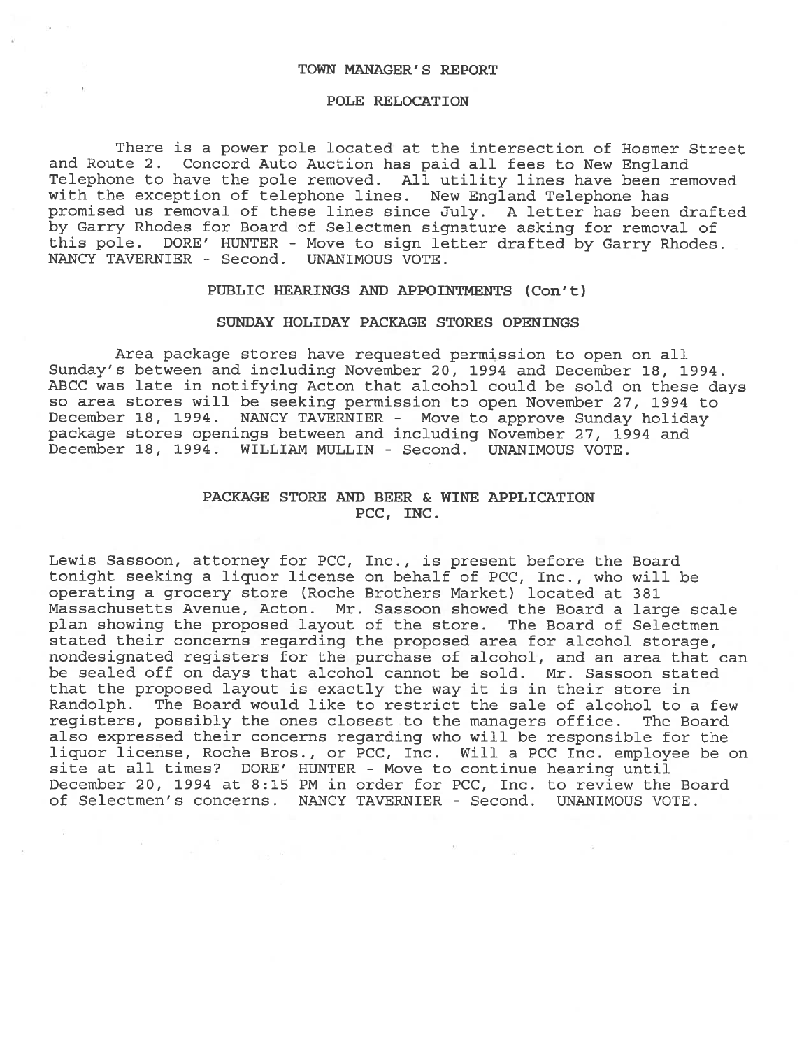## TOWN MANAGER'S REPORT

### POLE RELOCATION

There is a power pole located at the intersection of Hosmer Street and Route 2. Concord Auto Auction has paid all fees to New England Telephone to have the pole removed. All utility lines have been removed with the exception of telephone lines. New England Telephone has promised us removal of these lines since July. A letter has been drafted by Garry Rhodes for Board of Selectmen signature asking for removal of this pole. DORE' HUNTER - Move to sign letter drafted by Garry Rhodes. NANCY TAVERNIER - Second. UNANIMOUS VOTE.

## PUBLIC HEARINGS AND APPOINTMENTS (Con't)

### SUNDAY HOLIDAY PACKAGE STORES OPENINGS

Area package stores have requested permission to open on all Sunday's between and including November 20, 1994 and December 18, 1994. ABCC was late in notifying Acton that alcohol could be sold on these days so area stores will be seeking permission to open November 27, 1994 to December 18, 1994. NANCY TAVERNIER - Move to approve Sunday holiday package stores openings between and including November 27, 1994 and December 18, 1994. WILLIAM MULLIN - Second. UNANIMOUS VOTE.

### PACKAGE STORE AND BEER & WINE APPLICATION PCC, INC.

Lewis Sassoon, attorney for PCC, Inc., is present before the Board tonight seeking a liquor license on behalf of PCC, Inc., who will be operating a grocery store (Roche Brothers Market) located at 381 Massachusetts Avenue, Acton. Mr. Sassoon showed the Board a large scale plan showing the proposed layout of the store. The Board of Selectmen stated their concerns regarding the proposed area for alcohol storage, nondesignated registers for the purchase of alcohol, and an area that can be sealed off on days that alcohol cannot be sold. Mr. Sassoon stated that the proposed layout is exactly the way it is in their store in Randolph. The Board would like to restrict the sale of alcohol to a few registers, possibly the ones closest to the managers office. The Board also expressed their concerns regarding who will be responsible for the liquor license, Roche Bros., or PCC, Inc. Will a PCC Inc. employee be on site at all times? DORE' HUNTER - Move to continue hearing until December 20, 1994 at 8:15 PM in order for PCC, Inc. to review the Board of Selectmen's concerns. NANCY TAVERNIER - Second. UNANIMOUS VOTE.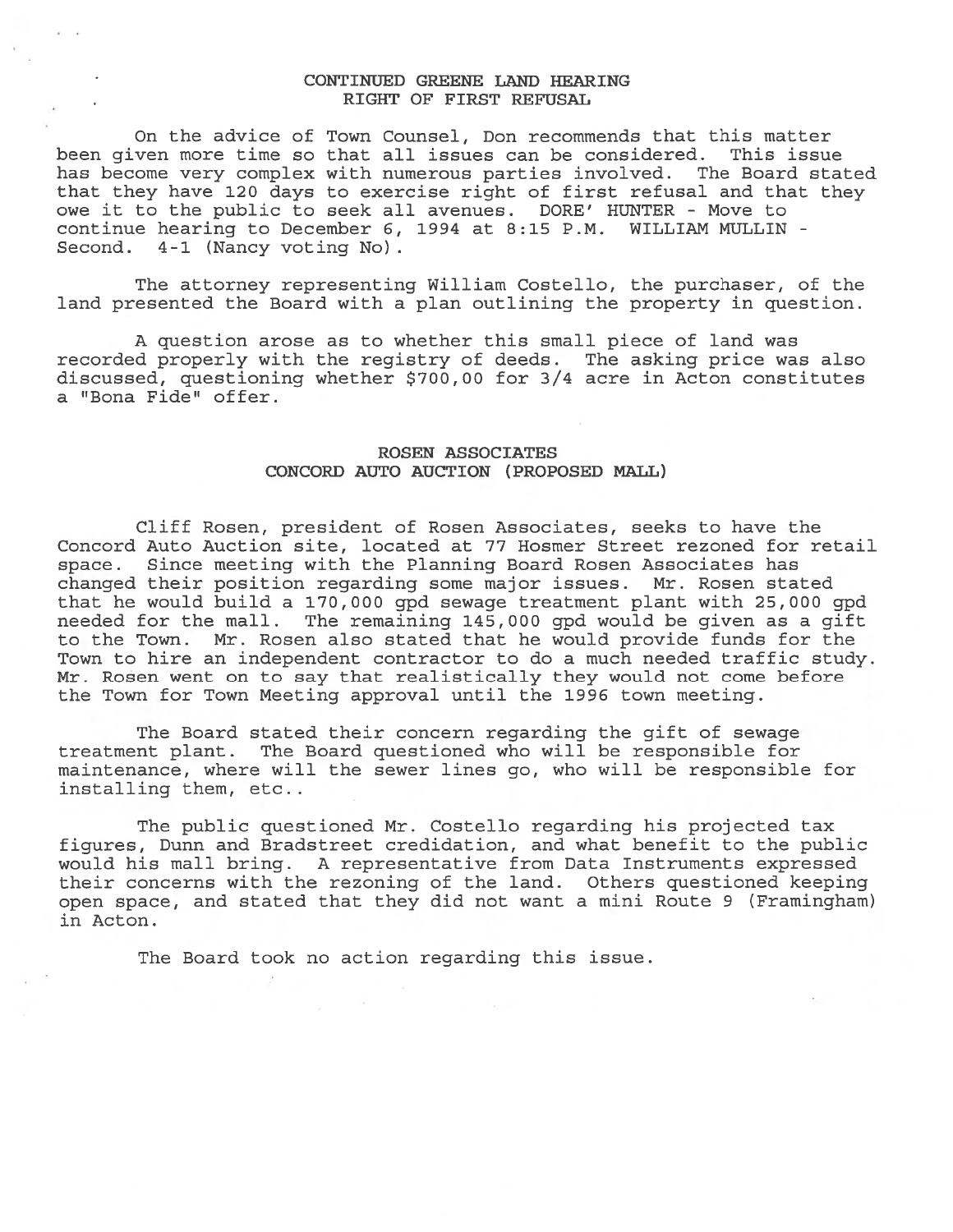## CONTINUED GREENE LAND HEARING
## RIGHT OF FIRST REFUSAL

On the advice of Town Counsel, Don recommends that this matter been given more time so that all issues can be considered. This issue has become very complex with numerous parties involved. The Board stated that they have 120 days to exercise right of first refusal and that they owe it to the public to seek all avenues. DORE' HUNTER - Move to continue hearing to December 6, 1994 at 8:15 P.M. WILLIAM MULLIN - Second. 4-1 (Nancy voting No).

The attorney representing William Costello, the purchaser, of the land presented the Board with a plan outlining the property in question.

A question arose as to whether this small piece of land was recorded properly with the registry of deeds. The asking price was also discussed, questioning whether $700,00 for 3/4 acre in Acton constitutes a "Bona Fide" offer.

## ROSEN ASSOCIATES
## CONCORD AUTO AUCTION (PROPOSED MALL)

Cliff Rosen, president of Rosen Associates, seeks to have the Concord Auto Auction site, located at 77 Hosmer Street rezoned for retail space. Since meeting with the Planning Board Rosen Associates has changed their position regarding some major issues. Mr. Rosen stated that he would build a 170,000 gpd sewage treatment plant with 25,000 gpd needed for the mall. The remaining 145,000 gpd would be given as a gift to the Town. Mr. Rosen also stated that he would provide funds for the Town to hire an independent contractor to do a much needed traffic study. Mr. Rosen went on to say that realistically they would not come before the Town for Town Meeting approval until the 1996 town meeting.

The Board stated their concern regarding the gift of sewage treatment plant. The Board questioned who will be responsible for maintenance, where will the sewer lines go, who will be responsible for installing them, etc..

The public questioned Mr. Costello regarding his projected tax figures, Dunn and Bradstreet credidation, and what benefit to the public would his mall bring. A representative from Data Instruments expressed their concerns with the rezoning of the land. Others questioned keeping open space, and stated that they did not want a mini Route 9 (Framingham) in Acton.

The Board took no action regarding this issue.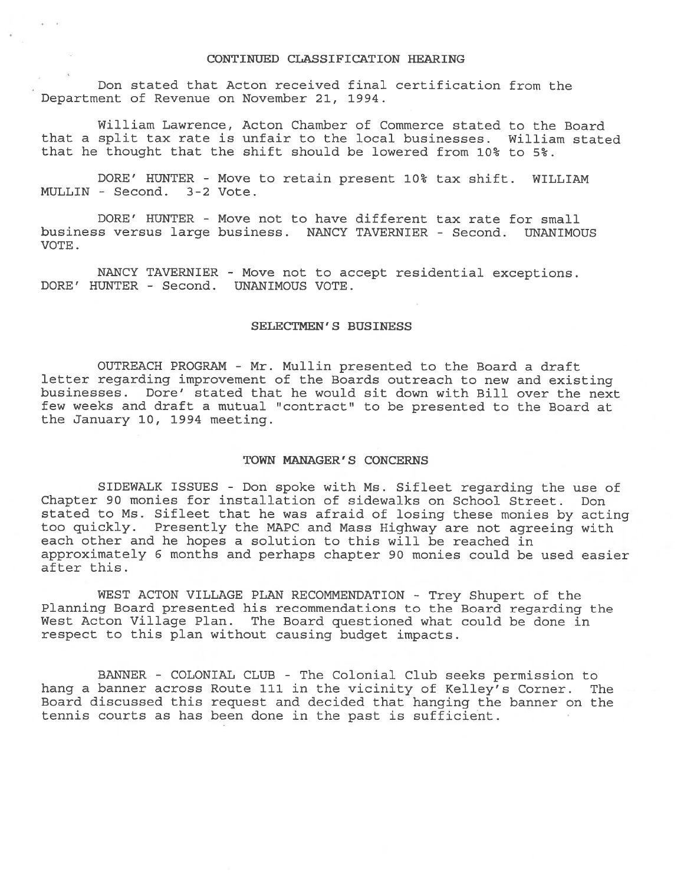## CONTINUED CLASSIFICATION HEARING

Don stated that Acton received final certification from the Department of Revenue on November 21, 1994.

William Lawrence, Acton Chamber of Commerce stated to the Board that a split tax rate is unfair to the local businesses. William stated that he thought that the shift should be lowered from 10% to 5%.

DORE' HUNTER - Move to retain present 10% tax shift. WILLIAM MULLIN - Second. 3-2 Vote.

DORE' HUNTER - Move not to have different tax rate for small business versus large business. NANCY TAVERNIER - Second. UNANIMOUS VOTE.

NANCY TAVERNIER - Move not to accept residential exceptions. DORE' HUNTER - Second. UNANIMOUS VOTE.

## SELECTMEN'S BUSINESS

OUTREACH PROGRAM - Mr. Mullin presented to the Board a draft letter regarding improvement of the Boards outreach to new and existing businesses. Dore' stated that he would sit down with Bill over the next few weeks and draft a mutual "contract" to be presented to the Board at the January 10, 1994 meeting.

## TOWN MANAGER'S CONCERNS

SIDEWALK ISSUES - Don spoke with Ms. Sifleet regarding the use of Chapter 90 monies for installation of sidewalks on School Street. Don stated to Ms. Sifleet that he was afraid of losing these monies by acting too quickly. Presently the MAPC and Mass Highway are not agreeing with each other and he hopes a solution to this will be reached in approximately 6 months and perhaps chapter 90 monies could be used easier after this.

WEST ACTON VILLAGE PLAN RECOMMENDATION - Trey Shupert of the Planning Board presented his recommendations to the Board regarding the West Acton Village Plan. The Board questioned what could be done in respect to this plan without causing budget impacts.

BANNER - COLONIAL CLUB - The Colonial Club seeks permission to hang a banner across Route 111 in the vicinity of Kelley's Corner. The Board discussed this request and decided that hanging the banner on the tennis courts as has been done in the past is sufficient.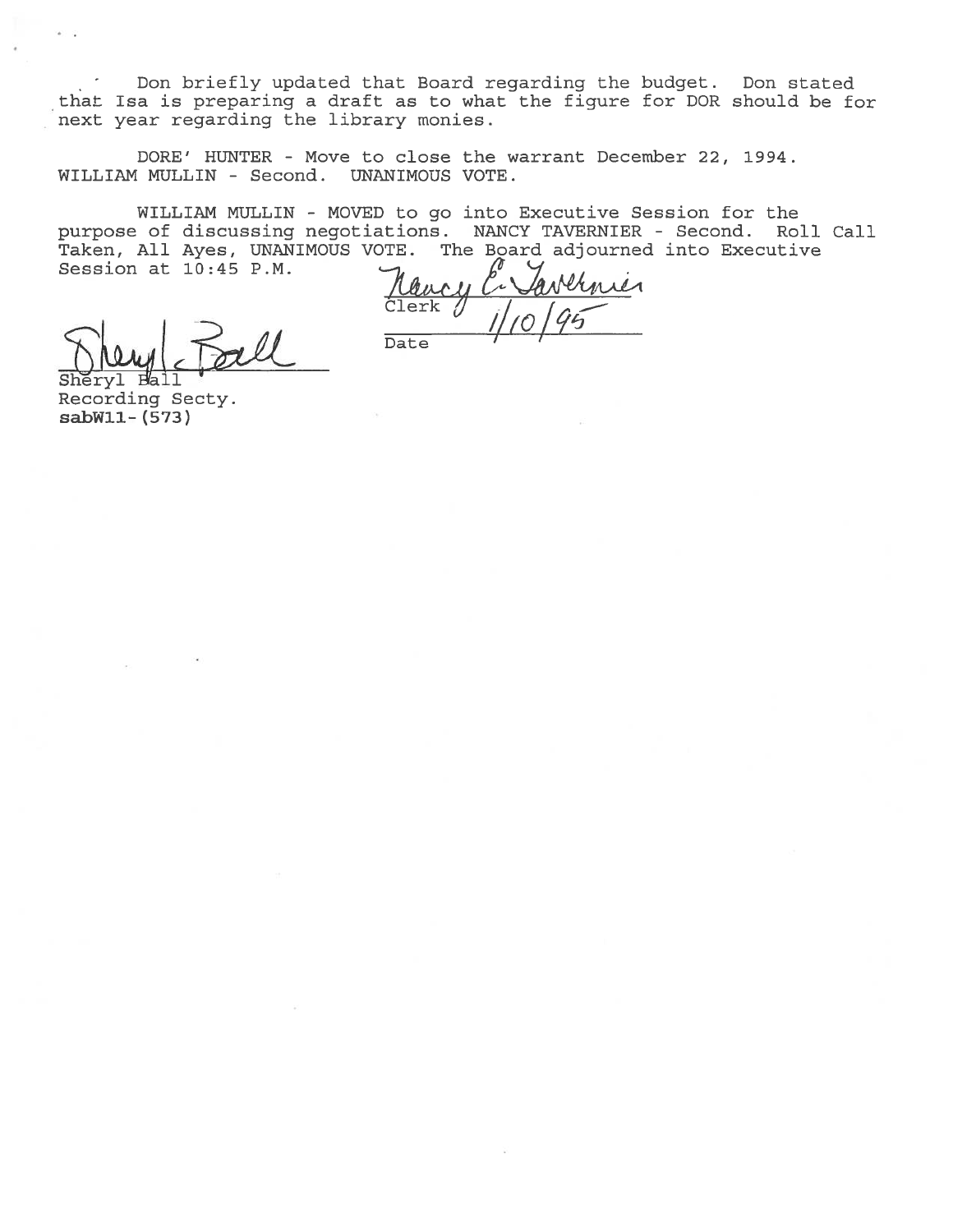Don briefly updated that Board regarding the budget. Don stated that Isa is preparing a draft as to what the figure for DOR should be for next year regarding the library monies.

DORE' HUNTER - Move to close the warrant December 22, 1994. WILLIAM MULLIN - Second. UNANIMOUS VOTE.

WILLIAM MULLIN - MOVED to go into Executive Session for the purpose of discussing negotiations. NANCY TAVERNIER - Second. Roll Call Taken, All Ayes, UNANIMOUS VOTE. The Board adjourned into Executive Session at 10:45 P.M.

Nancy E. Tavernier
Clerk

1/10/95
Date

Sheryl Ball
Sheryl Ball
Recording Secty.
**sabW11-(573)**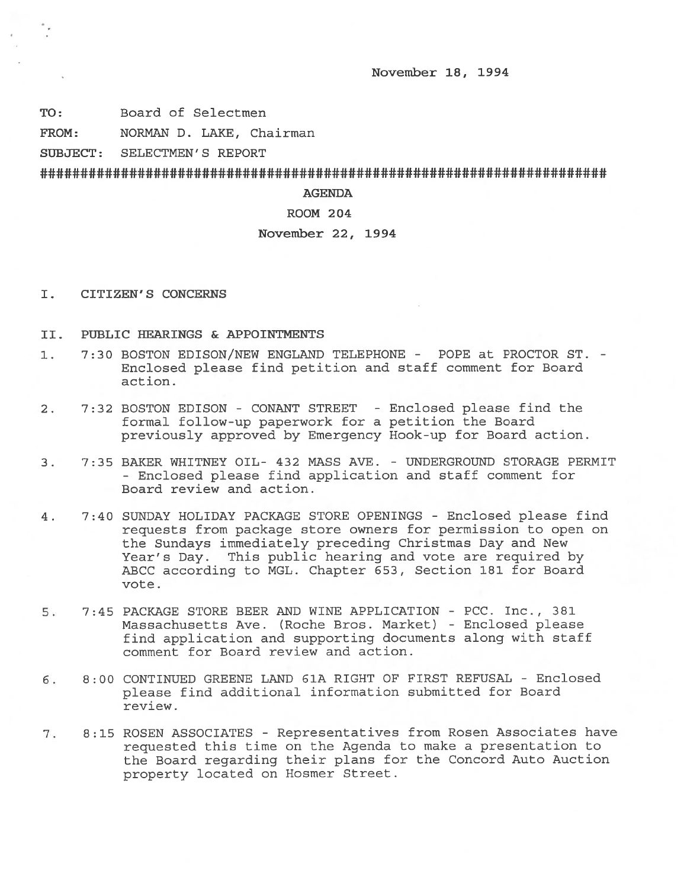November 18, 1994

**TO:** Board of Selectmen

**FROM:** NORMAN D. LAKE, Chairman

**SUBJECT:** SELECTMEN'S REPORT

############################################################################

**AGENDA**

**ROOM 204**

**November 22, 1994**

## I. CITIZEN'S CONCERNS

## II. PUBLIC HEARINGS & APPOINTMENTS

1. 7:30 BOSTON EDISON/NEW ENGLAND TELEPHONE - POPE at PROCTOR ST. - Enclosed please find petition and staff comment for Board action.

2. 7:32 BOSTON EDISON - CONANT STREET - Enclosed please find the formal follow-up paperwork for a petition the Board previously approved by Emergency Hook-up for Board action.

3. 7:35 BAKER WHITNEY OIL- 432 MASS AVE. - UNDERGROUND STORAGE PERMIT - Enclosed please find application and staff comment for Board review and action.

4. 7:40 SUNDAY HOLIDAY PACKAGE STORE OPENINGS - Enclosed please find requests from package store owners for permission to open on the Sundays immediately preceding Christmas Day and New Year's Day. This public hearing and vote are required by ABCC according to MGL. Chapter 653, Section 181 for Board vote.

5. 7:45 PACKAGE STORE BEER AND WINE APPLICATION - PCC. Inc., 381 Massachusetts Ave. (Roche Bros. Market) - Enclosed please find application and supporting documents along with staff comment for Board review and action.

6. 8:00 CONTINUED GREENE LAND 61A RIGHT OF FIRST REFUSAL - Enclosed please find additional information submitted for Board review.

7. 8:15 ROSEN ASSOCIATES - Representatives from Rosen Associates have requested this time on the Agenda to make a presentation to the Board regarding their plans for the Concord Auto Auction property located on Hosmer Street.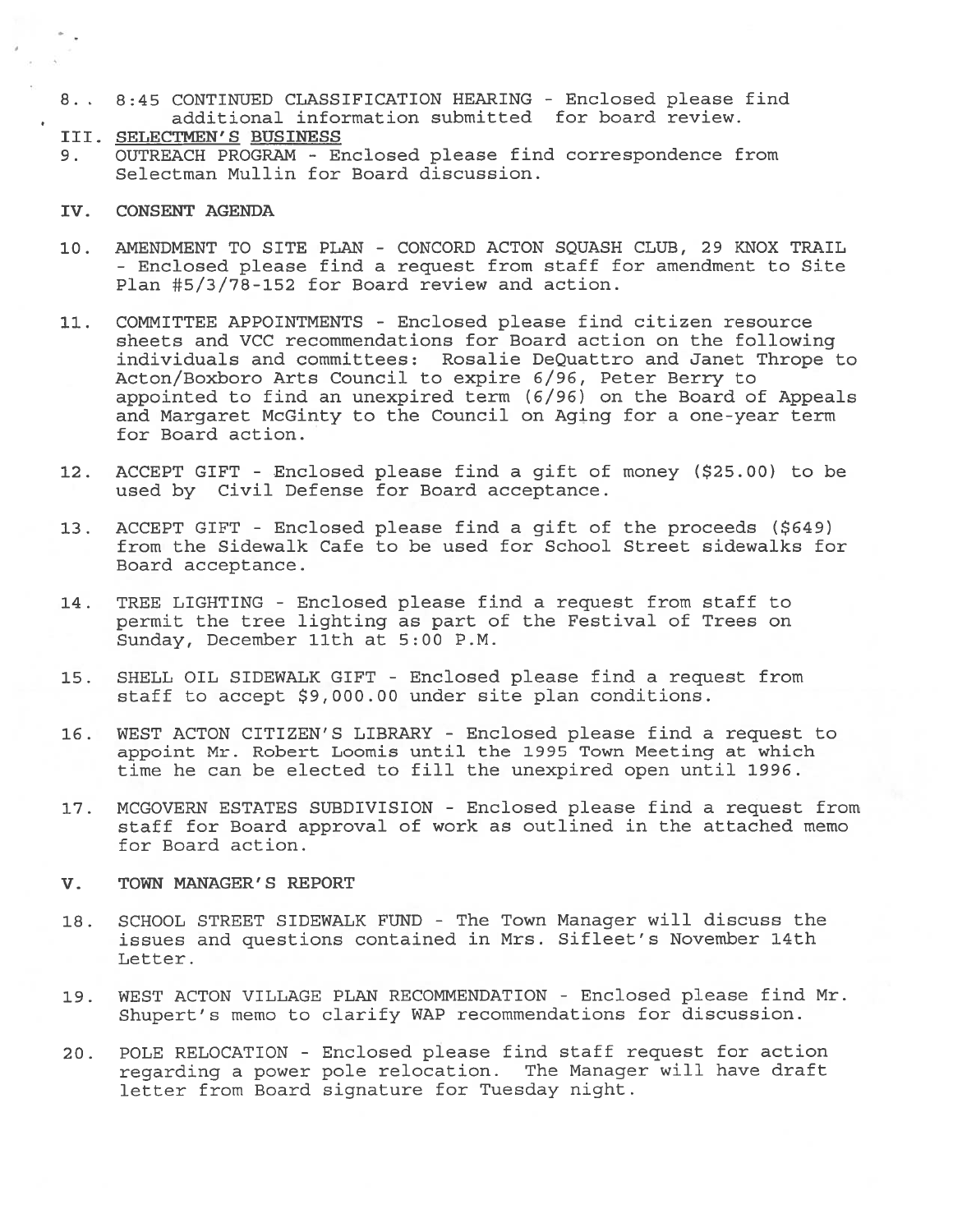8. 8:45 CONTINUED CLASSIFICATION HEARING - Enclosed please find additional information submitted for board review.

## III. SELECTMEN'S BUSINESS

9. OUTREACH PROGRAM - Enclosed please find correspondence from Selectman Mullin for Board discussion.

## IV. CONSENT AGENDA

10. AMENDMENT TO SITE PLAN - CONCORD ACTON SQUASH CLUB, 29 KNOX TRAIL - Enclosed please find a request from staff for amendment to Site Plan #5/3/78-152 for Board review and action.

11. COMMITTEE APPOINTMENTS - Enclosed please find citizen resource sheets and VCC recommendations for Board action on the following individuals and committees: Rosalie DeQuattro and Janet Thrope to Acton/Boxboro Arts Council to expire 6/96, Peter Berry to appointed to find an unexpired term (6/96) on the Board of Appeals and Margaret McGinty to the Council on Aging for a one-year term for Board action.

12. ACCEPT GIFT - Enclosed please find a gift of money ($25.00) to be used by Civil Defense for Board acceptance.

13. ACCEPT GIFT - Enclosed please find a gift of the proceeds ($649) from the Sidewalk Cafe to be used for School Street sidewalks for Board acceptance.

14. TREE LIGHTING - Enclosed please find a request from staff to permit the tree lighting as part of the Festival of Trees on Sunday, December 11th at 5:00 P.M.

15. SHELL OIL SIDEWALK GIFT - Enclosed please find a request from staff to accept $9,000.00 under site plan conditions.

16. WEST ACTON CITIZEN'S LIBRARY - Enclosed please find a request to appoint Mr. Robert Loomis until the 1995 Town Meeting at which time he can be elected to fill the unexpired open until 1996.

17. MCGOVERN ESTATES SUBDIVISION - Enclosed please find a request from staff for Board approval of work as outlined in the attached memo for Board action.

## V. TOWN MANAGER'S REPORT

18. SCHOOL STREET SIDEWALK FUND - The Town Manager will discuss the issues and questions contained in Mrs. Sifleet's November 14th Letter.

19. WEST ACTON VILLAGE PLAN RECOMMENDATION - Enclosed please find Mr. Shupert's memo to clarify WAP recommendations for discussion.

20. POLE RELOCATION - Enclosed please find staff request for action regarding a power pole relocation. The Manager will have draft letter from Board signature for Tuesday night.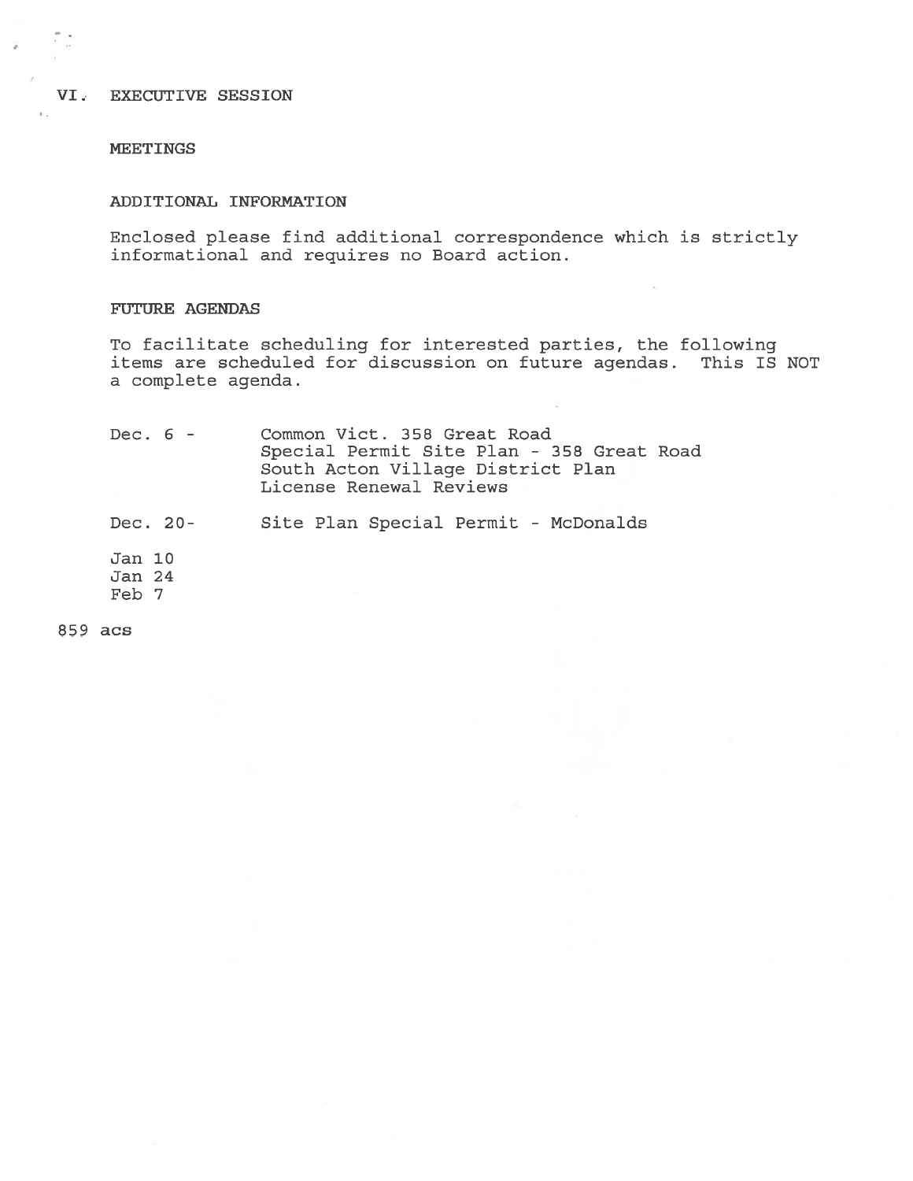## VI. EXECUTIVE SESSION

### MEETINGS

### ADDITIONAL INFORMATION

Enclosed please find additional correspondence which is strictly informational and requires no Board action.

### FUTURE AGENDAS

To facilitate scheduling for interested parties, the following items are scheduled for discussion on future agendas. This IS NOT a complete agenda.

| | |
|---|---|
| Dec. 6 - | Common Vict. 358 Great Road<br>Special Permit Site Plan - 358 Great Road<br>South Acton Village District Plan<br>License Renewal Reviews |
| Dec. 20- | Site Plan Special Permit - McDonalds |
| Jan 10 | |
| Jan 24 | |
| Feb 7 | |

859 acs